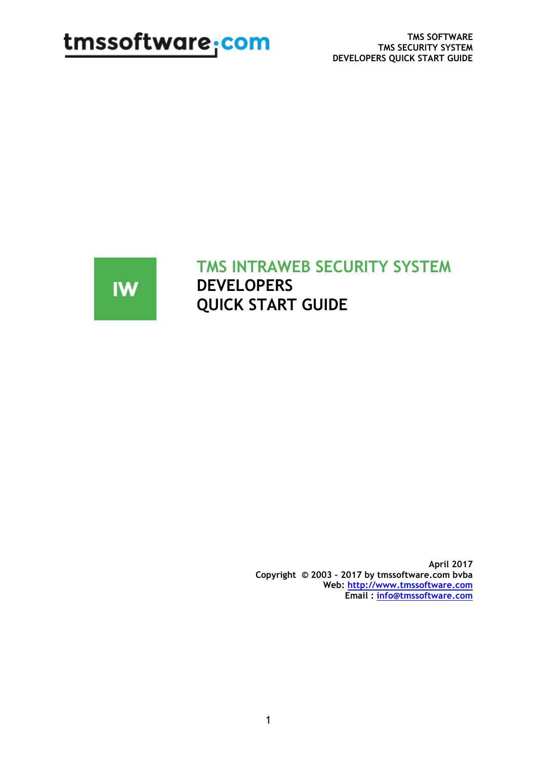# TMS INTRAWEB SECURITY SYSTEM
# DEVELOPERS
# QUICK START GUIDE

**April 2017**
**Copyright © 2003 – 2017 by tmssoftware.com bvba**
**Web: [http://www.tmssoftware.com](http://www.tmssoftware.com)**
**Email : [info@tmssoftware.com](mailto:info@tmssoftware.com)**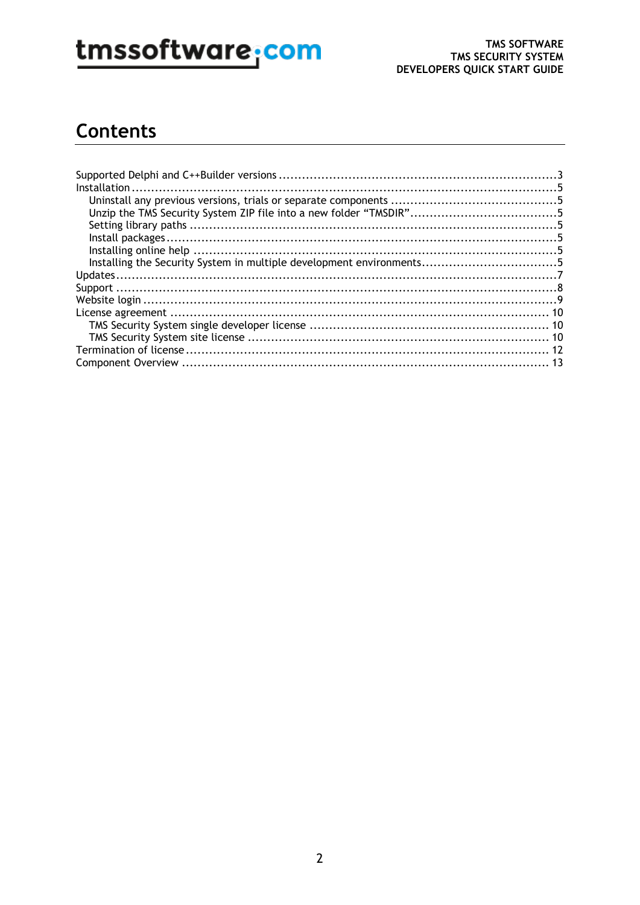# Contents

- Supported Delphi and C++Builder versions ........ 3
- Installation ........ 5
  - Uninstall any previous versions, trials or separate components ........ 5
  - Unzip the TMS Security System ZIP file into a new folder “TMSDIR” ........ 5
  - Setting library paths ........ 5
  - Install packages ........ 5
  - Installing online help ........ 5
  - Installing the Security System in multiple development environments ........ 5
- Updates ........ 7
- Support ........ 8
- Website login ........ 9
- License agreement ........ 10
  - TMS Security System single developer license ........ 10
  - TMS Security System site license ........ 10
- Termination of license ........ 12
- Component Overview ........ 13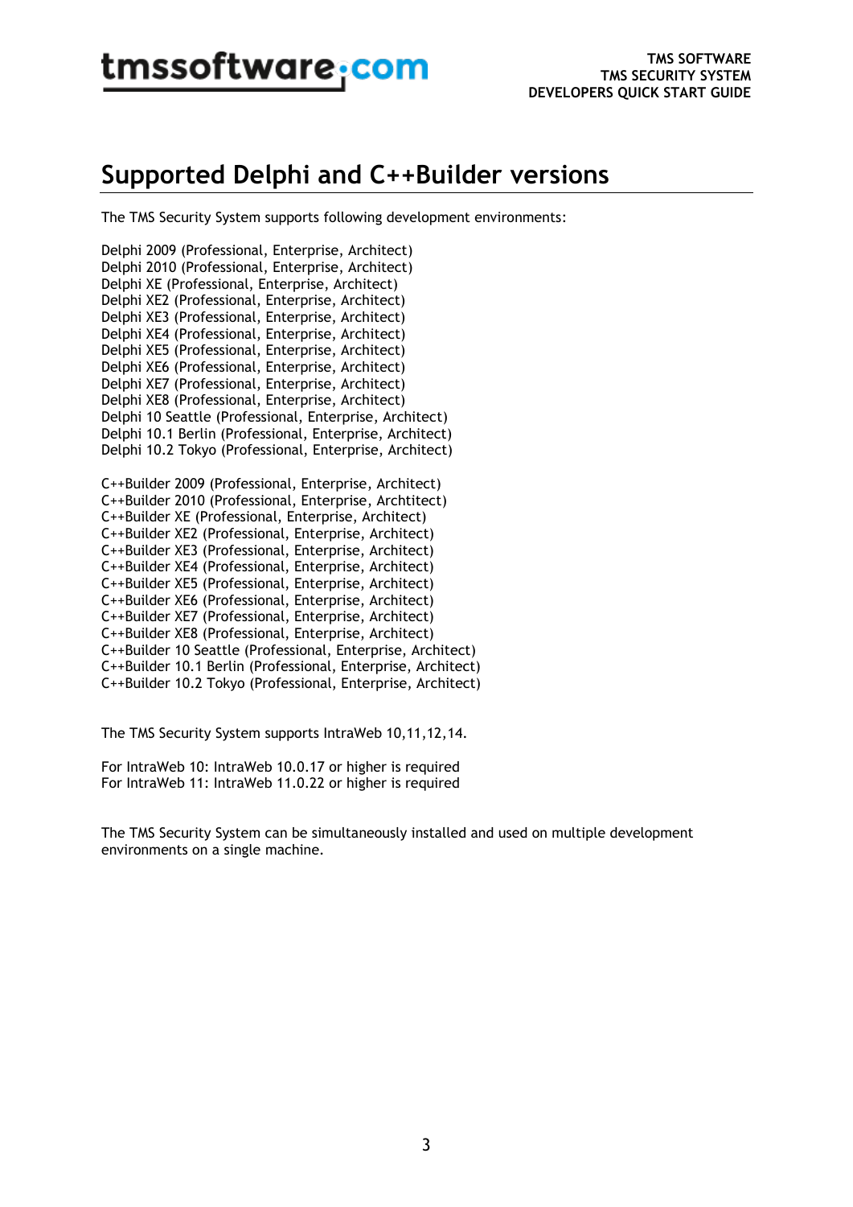# Supported Delphi and C++Builder versions

The TMS Security System supports following development environments:

Delphi 2009 (Professional, Enterprise, Architect)
Delphi 2010 (Professional, Enterprise, Architect)
Delphi XE (Professional, Enterprise, Architect)
Delphi XE2 (Professional, Enterprise, Architect)
Delphi XE3 (Professional, Enterprise, Architect)
Delphi XE4 (Professional, Enterprise, Architect)
Delphi XE5 (Professional, Enterprise, Architect)
Delphi XE6 (Professional, Enterprise, Architect)
Delphi XE7 (Professional, Enterprise, Architect)
Delphi XE8 (Professional, Enterprise, Architect)
Delphi 10 Seattle (Professional, Enterprise, Architect)
Delphi 10.1 Berlin (Professional, Enterprise, Architect)
Delphi 10.2 Tokyo (Professional, Enterprise, Architect)

C++Builder 2009 (Professional, Enterprise, Architect)
C++Builder 2010 (Professional, Enterprise, Archtitect)
C++Builder XE (Professional, Enterprise, Architect)
C++Builder XE2 (Professional, Enterprise, Architect)
C++Builder XE3 (Professional, Enterprise, Architect)
C++Builder XE4 (Professional, Enterprise, Architect)
C++Builder XE5 (Professional, Enterprise, Architect)
C++Builder XE6 (Professional, Enterprise, Architect)
C++Builder XE7 (Professional, Enterprise, Architect)
C++Builder XE8 (Professional, Enterprise, Architect)
C++Builder 10 Seattle (Professional, Enterprise, Architect)
C++Builder 10.1 Berlin (Professional, Enterprise, Architect)
C++Builder 10.2 Tokyo (Professional, Enterprise, Architect)

The TMS Security System supports IntraWeb 10,11,12,14.

For IntraWeb 10: IntraWeb 10.0.17 or higher is required
For IntraWeb 11: IntraWeb 11.0.22 or higher is required

The TMS Security System can be simultaneously installed and used on multiple development environments on a single machine.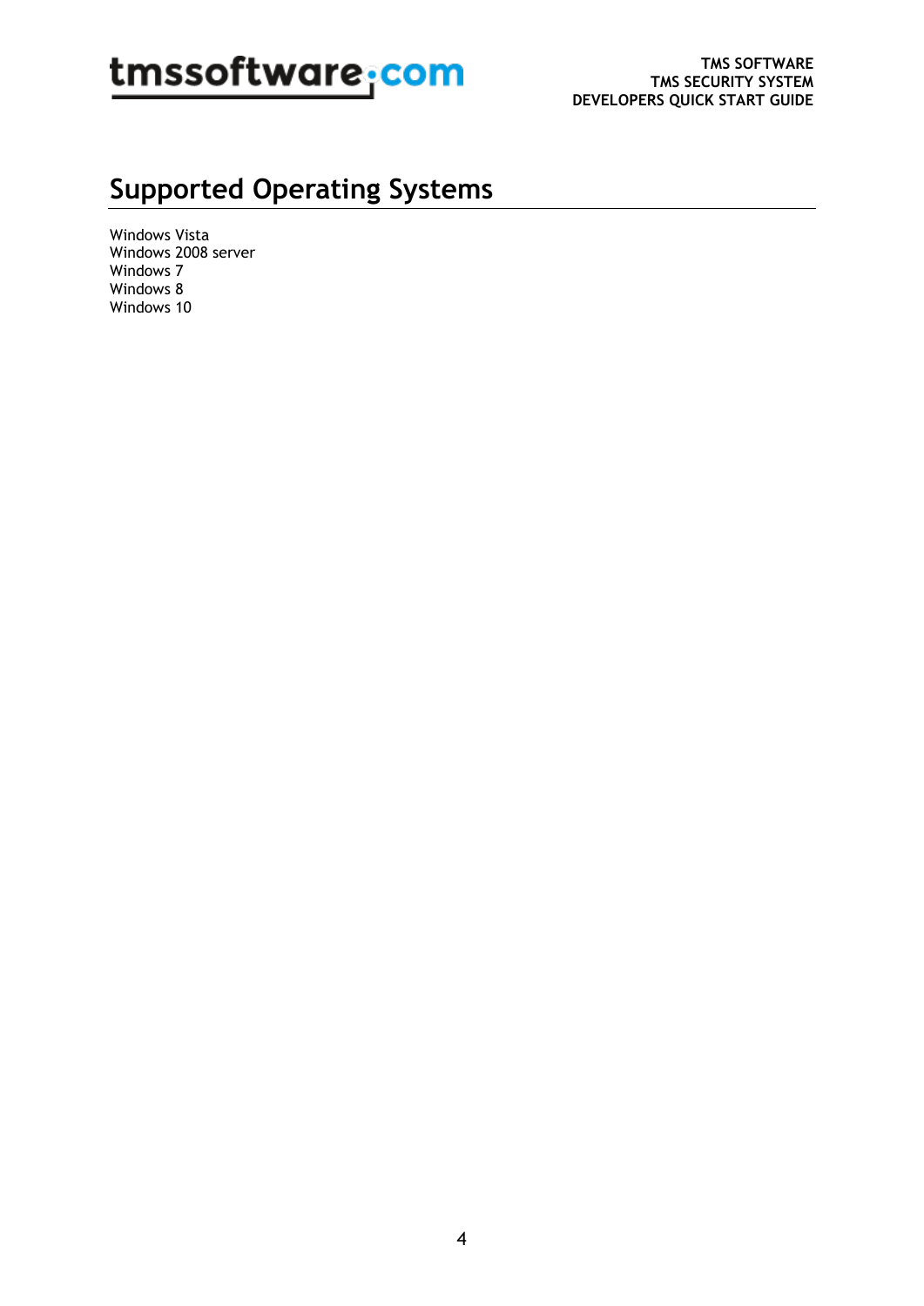# Supported Operating Systems

Windows Vista
Windows 2008 server
Windows 7
Windows 8
Windows 10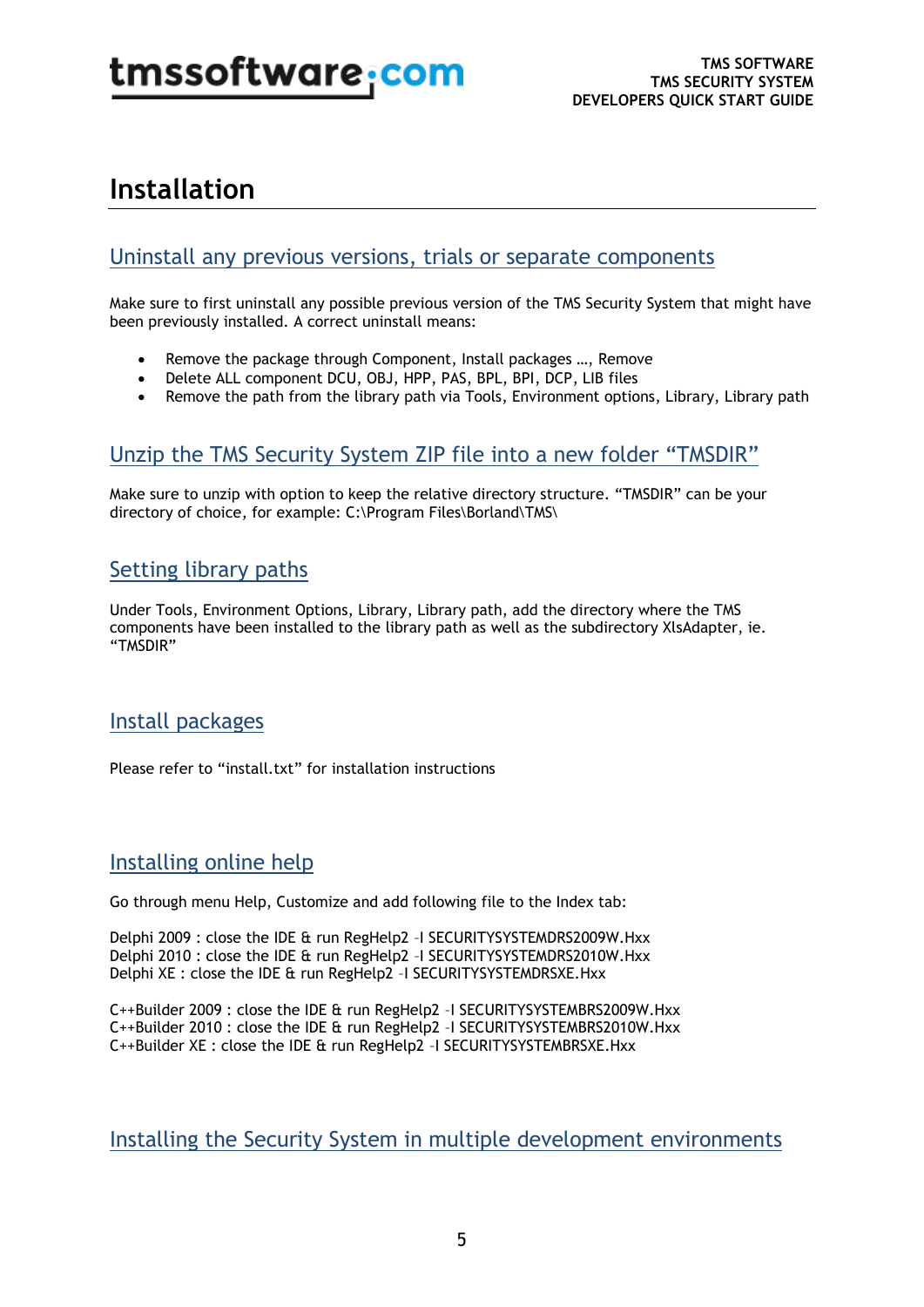# Installation

## Uninstall any previous versions, trials or separate components

Make sure to first uninstall any possible previous version of the TMS Security System that might have been previously installed. A correct uninstall means:

- Remove the package through Component, Install packages …, Remove
- Delete ALL component DCU, OBJ, HPP, PAS, BPL, BPI, DCP, LIB files
- Remove the path from the library path via Tools, Environment options, Library, Library path

## Unzip the TMS Security System ZIP file into a new folder “TMSDIR”

Make sure to unzip with option to keep the relative directory structure. “TMSDIR” can be your directory of choice, for example: C:\Program Files\Borland\TMS\

## Setting library paths

Under Tools, Environment Options, Library, Library path, add the directory where the TMS components have been installed to the library path as well as the subdirectory XlsAdapter, ie. “TMSDIR”

## Install packages

Please refer to “install.txt” for installation instructions

## Installing online help

Go through menu Help, Customize and add following file to the Index tab:

Delphi 2009 : close the IDE & run RegHelp2 –I SECURITYSYSTEMDRS2009W.Hxx
Delphi 2010 : close the IDE & run RegHelp2 –I SECURITYSYSTEMDRS2010W.Hxx
Delphi XE : close the IDE & run RegHelp2 –I SECURITYSYSTEMDRSXE.Hxx

C++Builder 2009 : close the IDE & run RegHelp2 –I SECURITYSYSTEMBRS2009W.Hxx
C++Builder 2010 : close the IDE & run RegHelp2 –I SECURITYSYSTEMBRS2010W.Hxx
C++Builder XE : close the IDE & run RegHelp2 –I SECURITYSYSTEMBRSXE.Hxx

## Installing the Security System in multiple development environments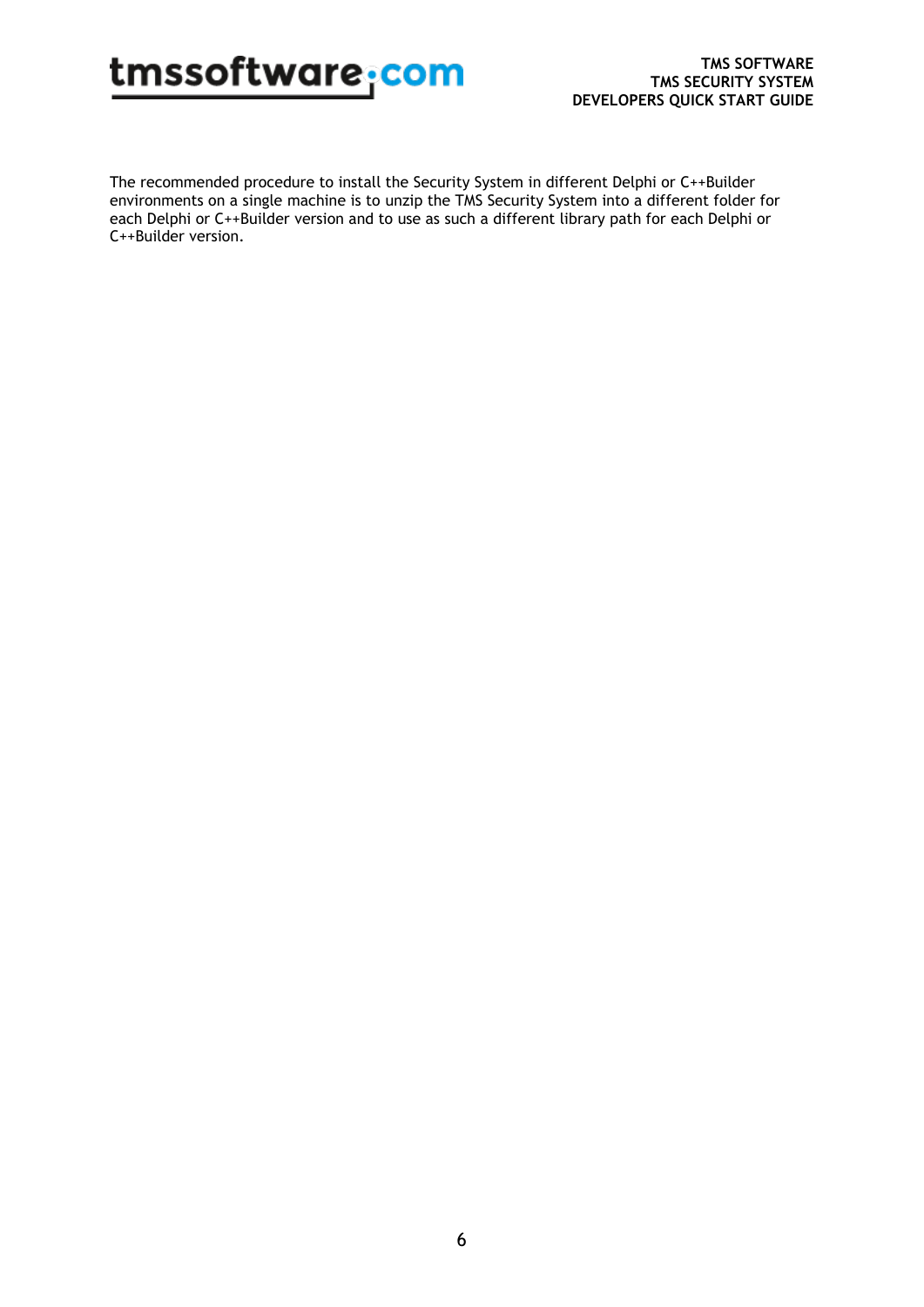The recommended procedure to install the Security System in different Delphi or C++Builder environments on a single machine is to unzip the TMS Security System into a different folder for each Delphi or C++Builder version and to use as such a different library path for each Delphi or C++Builder version.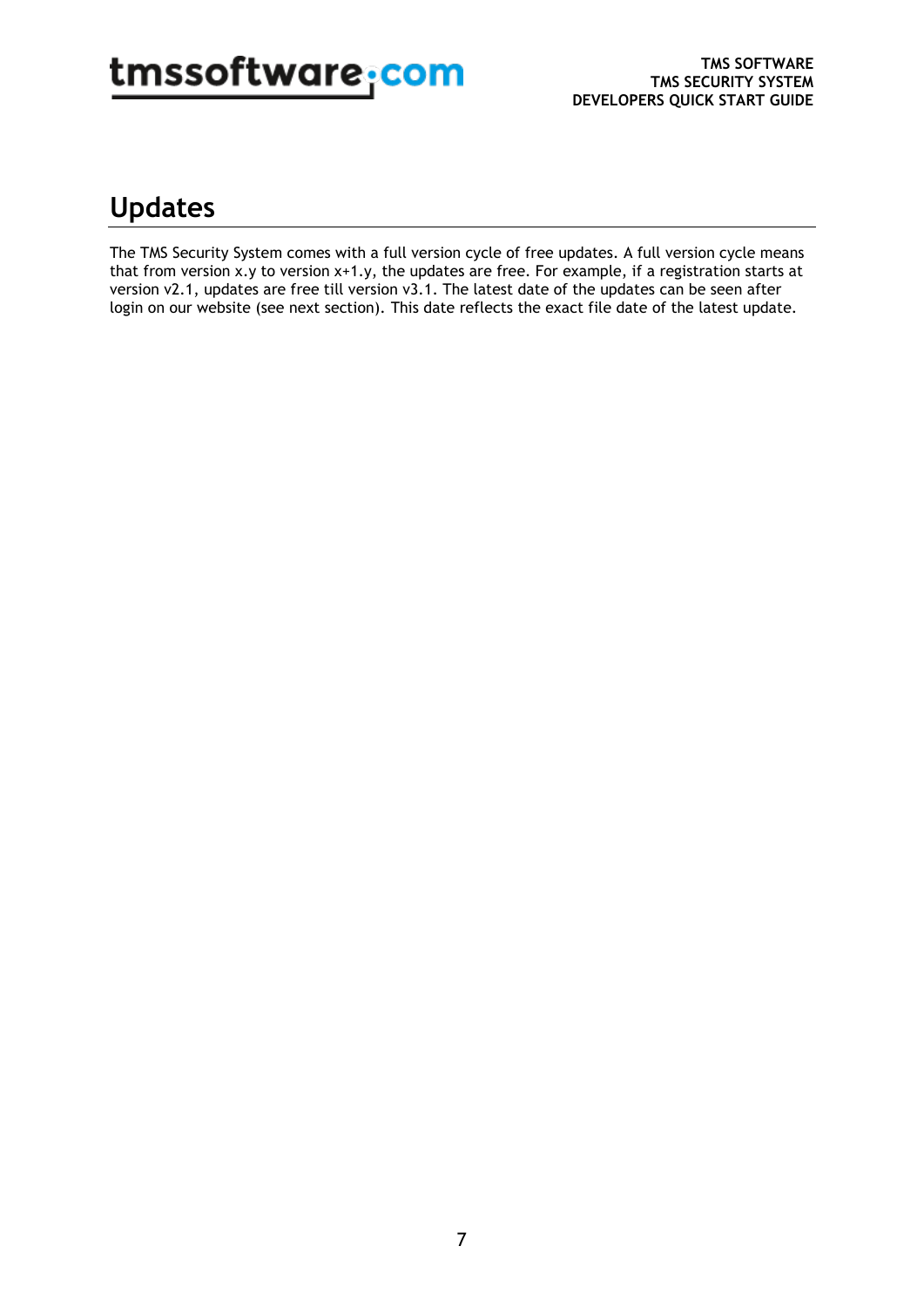# Updates

The TMS Security System comes with a full version cycle of free updates. A full version cycle means that from version x.y to version x+1.y, the updates are free. For example, if a registration starts at version v2.1, updates are free till version v3.1. The latest date of the updates can be seen after login on our website (see next section). This date reflects the exact file date of the latest update.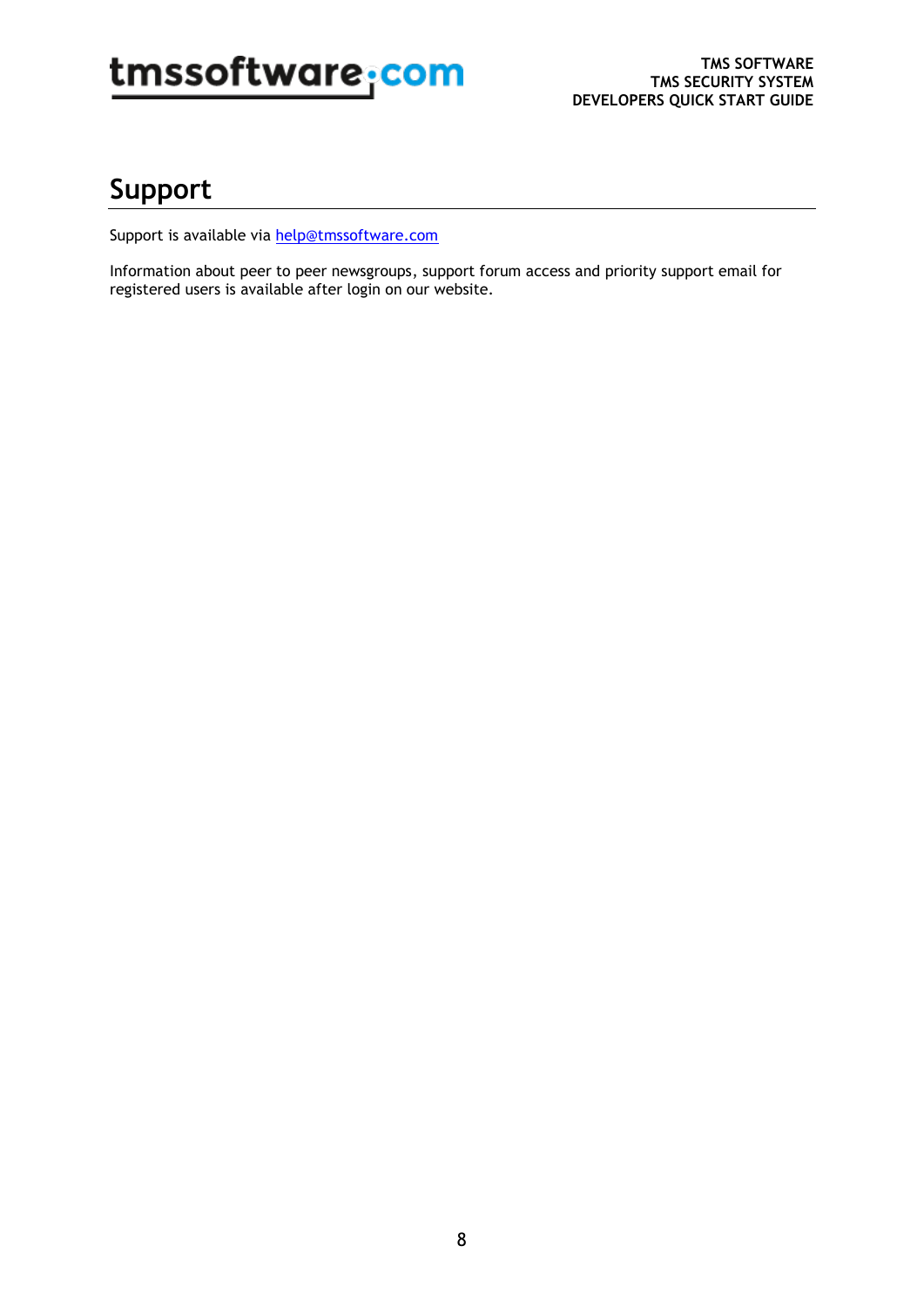# Support

Support is available via [help@tmssoftware.com](mailto:help@tmssoftware.com)

Information about peer to peer newsgroups, support forum access and priority support email for registered users is available after login on our website.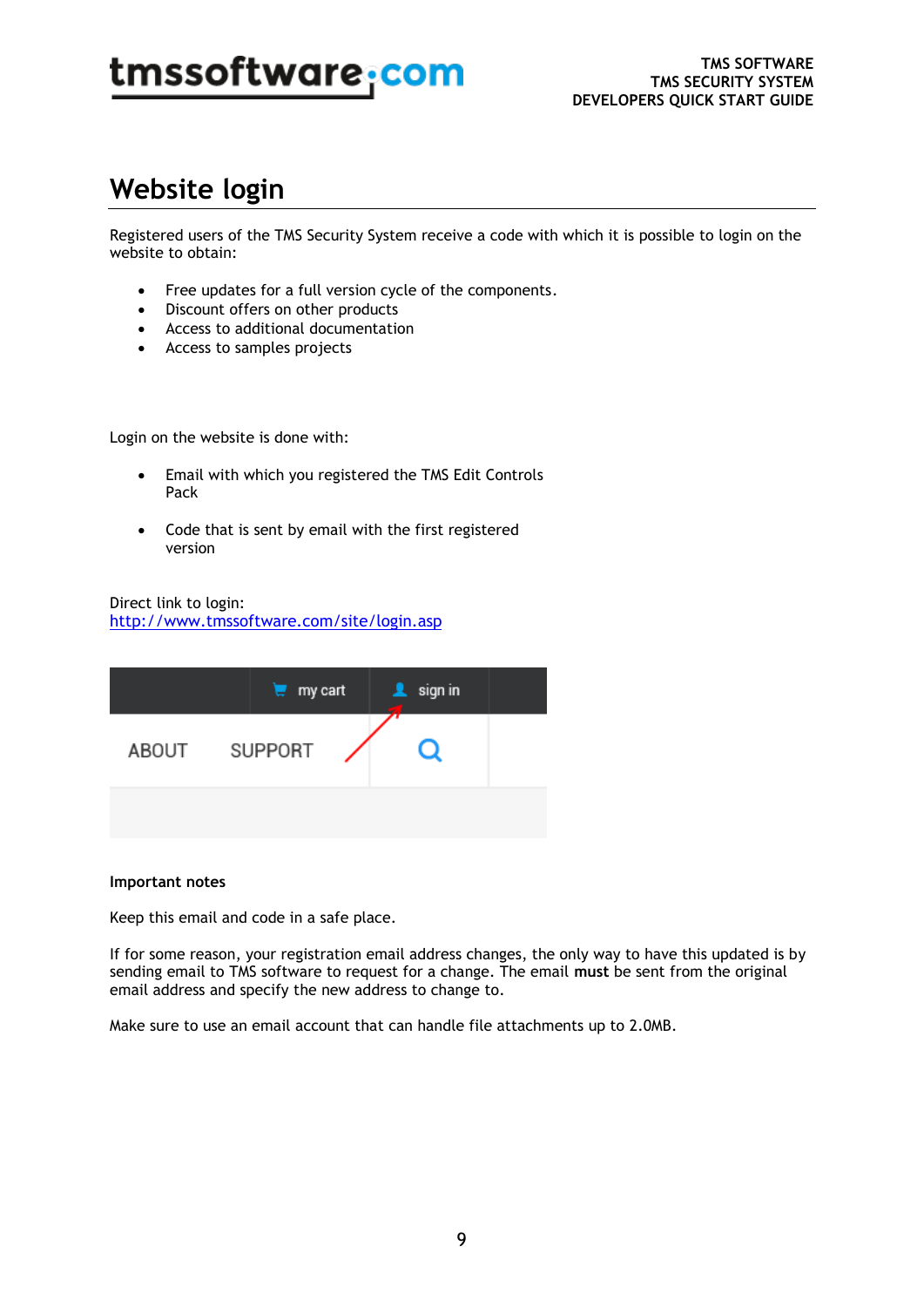# Website login

Registered users of the TMS Security System receive a code with which it is possible to login on the website to obtain:

- Free updates for a full version cycle of the components.
- Discount offers on other products
- Access to additional documentation
- Access to samples projects

Login on the website is done with:

- Email with which you registered the TMS Edit Controls Pack
- Code that is sent by email with the first registered version

Direct link to login:
http://www.tmssoftware.com/site/login.asp

**Important notes**

Keep this email and code in a safe place.

If for some reason, your registration email address changes, the only way to have this updated is by sending email to TMS software to request for a change. The email **must** be sent from the original email address and specify the new address to change to.

Make sure to use an email account that can handle file attachments up to 2.0MB.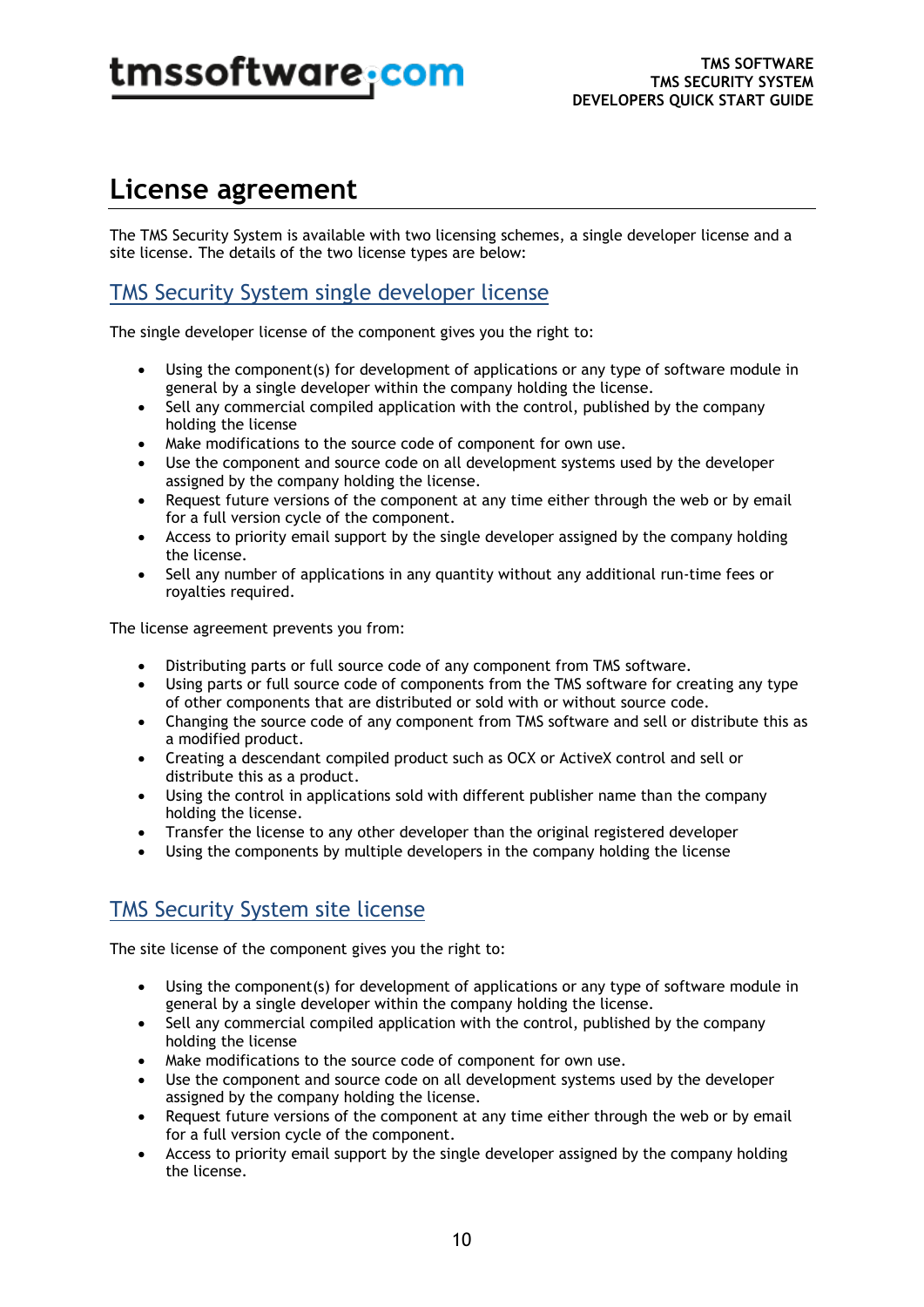# License agreement

The TMS Security System is available with two licensing schemes, a single developer license and a site license. The details of the two license types are below:

## TMS Security System single developer license

The single developer license of the component gives you the right to:

- Using the component(s) for development of applications or any type of software module in general by a single developer within the company holding the license.
- Sell any commercial compiled application with the control, published by the company holding the license
- Make modifications to the source code of component for own use.
- Use the component and source code on all development systems used by the developer assigned by the company holding the license.
- Request future versions of the component at any time either through the web or by email for a full version cycle of the component.
- Access to priority email support by the single developer assigned by the company holding the license.
- Sell any number of applications in any quantity without any additional run-time fees or royalties required.

The license agreement prevents you from:

- Distributing parts or full source code of any component from TMS software.
- Using parts or full source code of components from the TMS software for creating any type of other components that are distributed or sold with or without source code.
- Changing the source code of any component from TMS software and sell or distribute this as a modified product.
- Creating a descendant compiled product such as OCX or ActiveX control and sell or distribute this as a product.
- Using the control in applications sold with different publisher name than the company holding the license.
- Transfer the license to any other developer than the original registered developer
- Using the components by multiple developers in the company holding the license

## TMS Security System site license

The site license of the component gives you the right to:

- Using the component(s) for development of applications or any type of software module in general by a single developer within the company holding the license.
- Sell any commercial compiled application with the control, published by the company holding the license
- Make modifications to the source code of component for own use.
- Use the component and source code on all development systems used by the developer assigned by the company holding the license.
- Request future versions of the component at any time either through the web or by email for a full version cycle of the component.
- Access to priority email support by the single developer assigned by the company holding the license.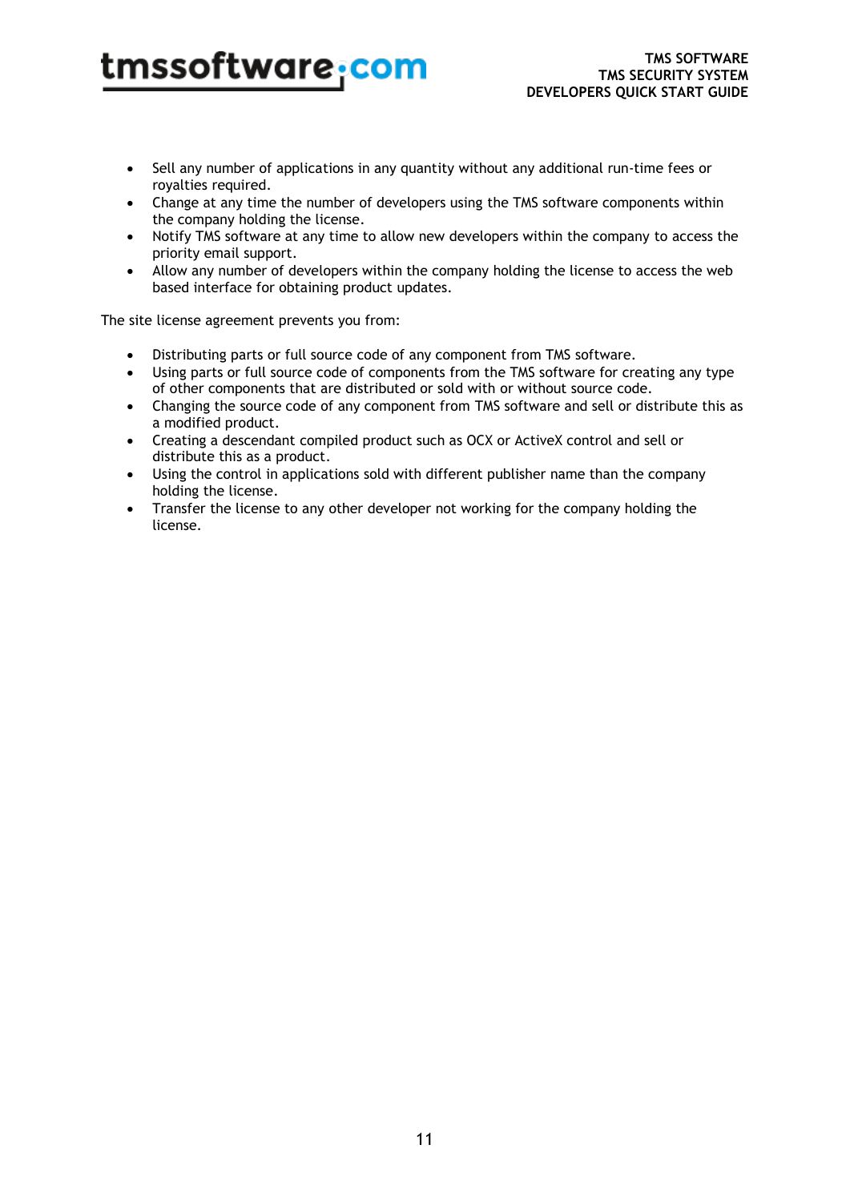- Sell any number of applications in any quantity without any additional run-time fees or royalties required.
- Change at any time the number of developers using the TMS software components within the company holding the license.
- Notify TMS software at any time to allow new developers within the company to access the priority email support.
- Allow any number of developers within the company holding the license to access the web based interface for obtaining product updates.

The site license agreement prevents you from:

- Distributing parts or full source code of any component from TMS software.
- Using parts or full source code of components from the TMS software for creating any type of other components that are distributed or sold with or without source code.
- Changing the source code of any component from TMS software and sell or distribute this as a modified product.
- Creating a descendant compiled product such as OCX or ActiveX control and sell or distribute this as a product.
- Using the control in applications sold with different publisher name than the company holding the license.
- Transfer the license to any other developer not working for the company holding the license.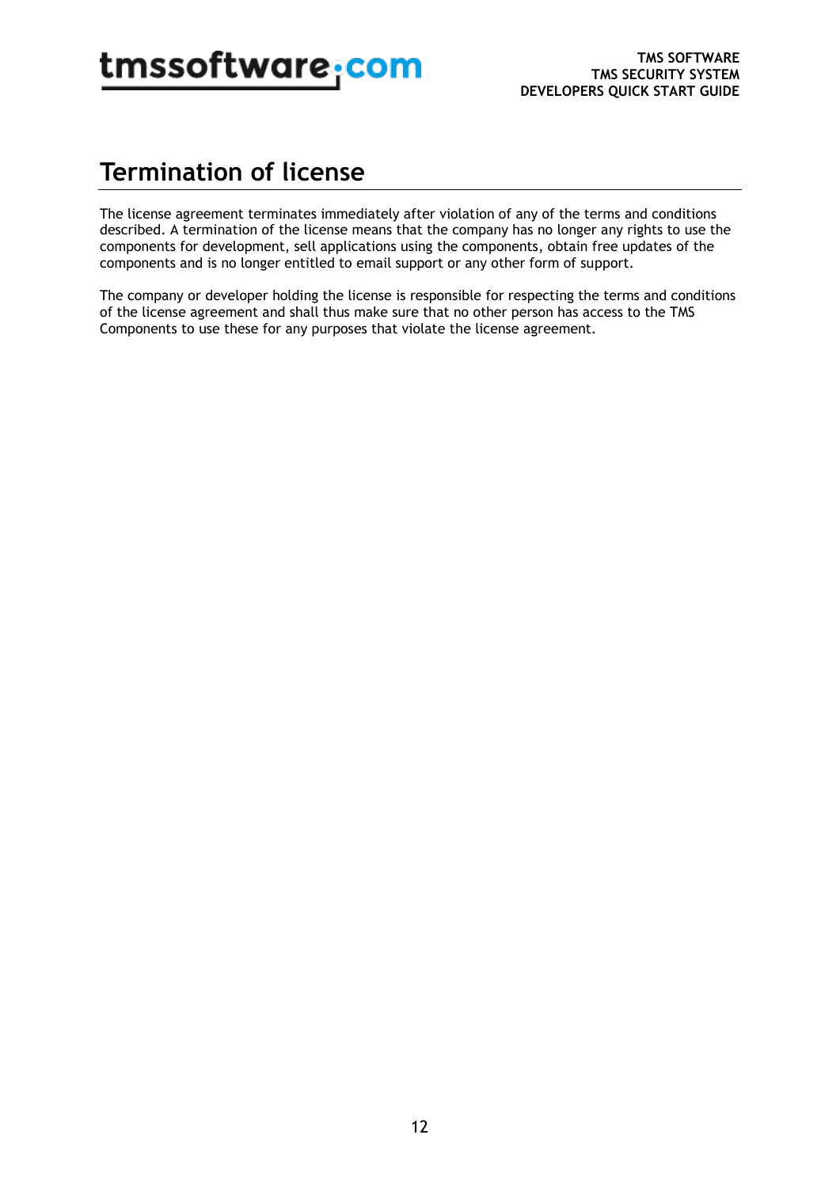# Termination of license

The license agreement terminates immediately after violation of any of the terms and conditions described. A termination of the license means that the company has no longer any rights to use the components for development, sell applications using the components, obtain free updates of the components and is no longer entitled to email support or any other form of support.

The company or developer holding the license is responsible for respecting the terms and conditions of the license agreement and shall thus make sure that no other person has access to the TMS Components to use these for any purposes that violate the license agreement.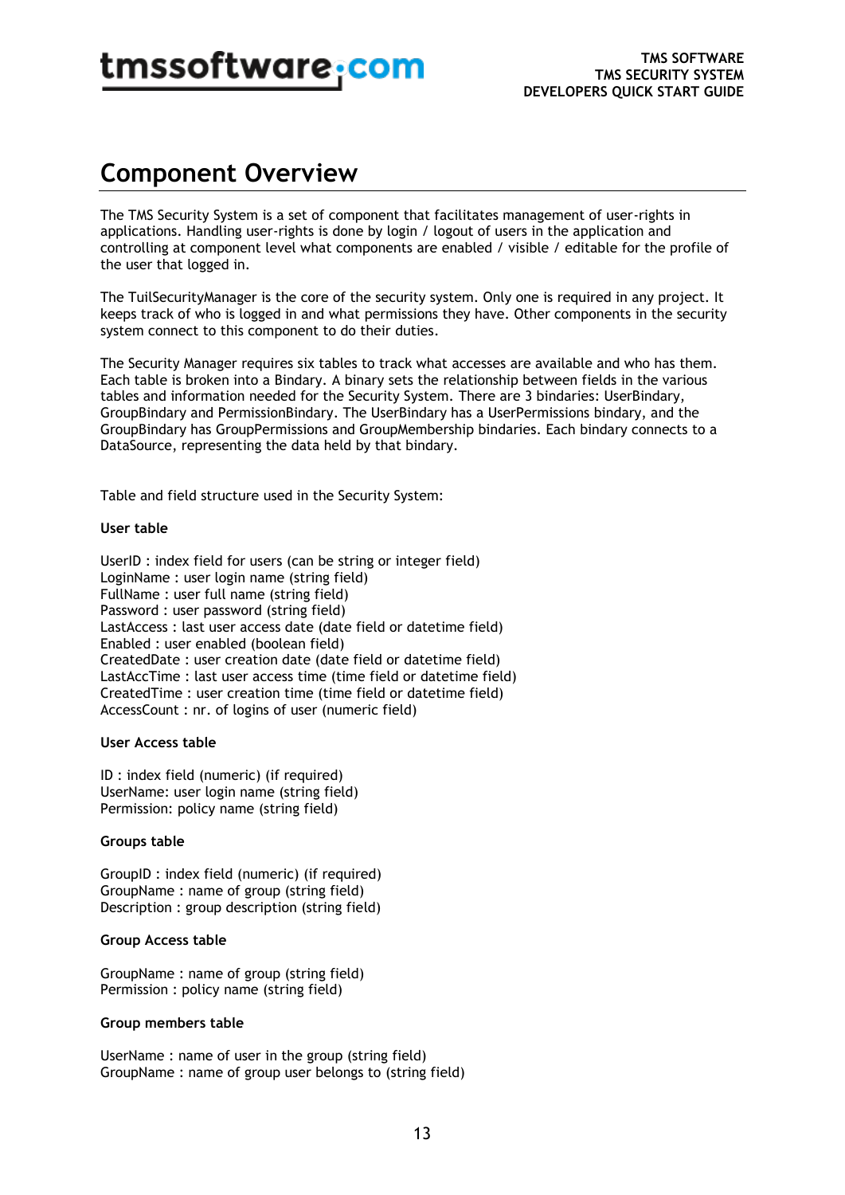# Component Overview

The TMS Security System is a set of component that facilitates management of user-rights in applications. Handling user-rights is done by login / logout of users in the application and controlling at component level what components are enabled / visible / editable for the profile of the user that logged in.

The TuilSecurityManager is the core of the security system. Only one is required in any project. It keeps track of who is logged in and what permissions they have. Other components in the security system connect to this component to do their duties.

The Security Manager requires six tables to track what accesses are available and who has them. Each table is broken into a Bindary. A binary sets the relationship between fields in the various tables and information needed for the Security System. There are 3 bindaries: UserBindary, GroupBindary and PermissionBindary. The UserBindary has a UserPermissions bindary, and the GroupBindary has GroupPermissions and GroupMembership bindaries. Each bindary connects to a DataSource, representing the data held by that bindary.

Table and field structure used in the Security System:

**User table**

UserID : index field for users (can be string or integer field)
LoginName : user login name (string field)
FullName : user full name (string field)
Password : user password (string field)
LastAccess : last user access date (date field or datetime field)
Enabled : user enabled (boolean field)
CreatedDate : user creation date (date field or datetime field)
LastAccTime : last user access time (time field or datetime field)
CreatedTime : user creation time (time field or datetime field)
AccessCount : nr. of logins of user (numeric field)

**User Access table**

ID : index field (numeric) (if required)
UserName: user login name (string field)
Permission: policy name (string field)

**Groups table**

GroupID : index field (numeric) (if required)
GroupName : name of group (string field)
Description : group description (string field)

**Group Access table**

GroupName : name of group (string field)
Permission : policy name (string field)

**Group members table**

UserName : name of user in the group (string field)
GroupName : name of group user belongs to (string field)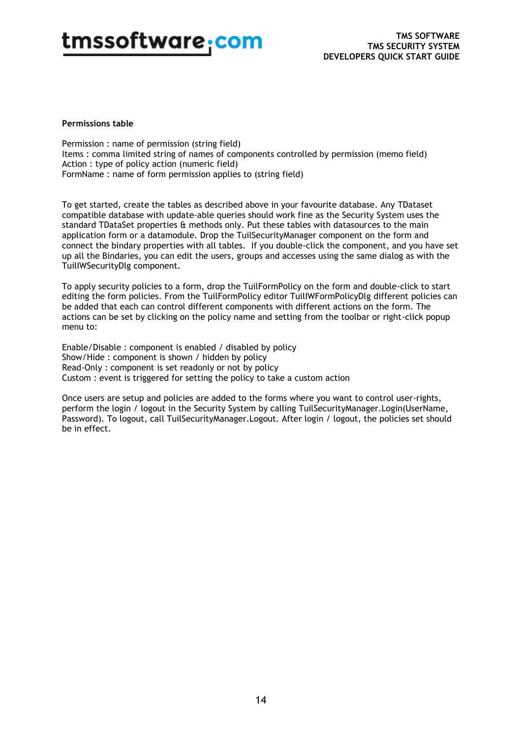**Permissions table**

Permission : name of permission (string field)
Items : comma limited string of names of components controlled by permission (memo field)
Action : type of policy action (numeric field)
FormName : name of form permission applies to (string field)

To get started, create the tables as described above in your favourite database. Any TDataset compatible database with update-able queries should work fine as the Security System uses the standard TDataSet properties & methods only. Put these tables with datasources to the main application form or a datamodule. Drop the TuilSecurityManager component on the form and connect the bindary properties with all tables. If you double-click the component, and you have set up all the Bindaries, you can edit the users, groups and accesses using the same dialog as with the TuilIWSecurityDlg component.

To apply security policies to a form, drop the TuilFormPolicy on the form and double-click to start editing the form policies. From the TuilFormPolicy editor TuilIWFormPolicyDlg different policies can be added that each can control different components with different actions on the form. The actions can be set by clicking on the policy name and setting from the toolbar or right-click popup menu to:

Enable/Disable : component is enabled / disabled by policy
Show/Hide : component is shown / hidden by policy
Read-Only : component is set readonly or not by policy
Custom : event is triggered for setting the policy to take a custom action

Once users are setup and policies are added to the forms where you want to control user-rights, perform the login / logout in the Security System by calling TuilSecurityManager.Login(UserName, Password). To logout, call TuilSecurityManager.Logout. After login / logout, the policies set should be in effect.